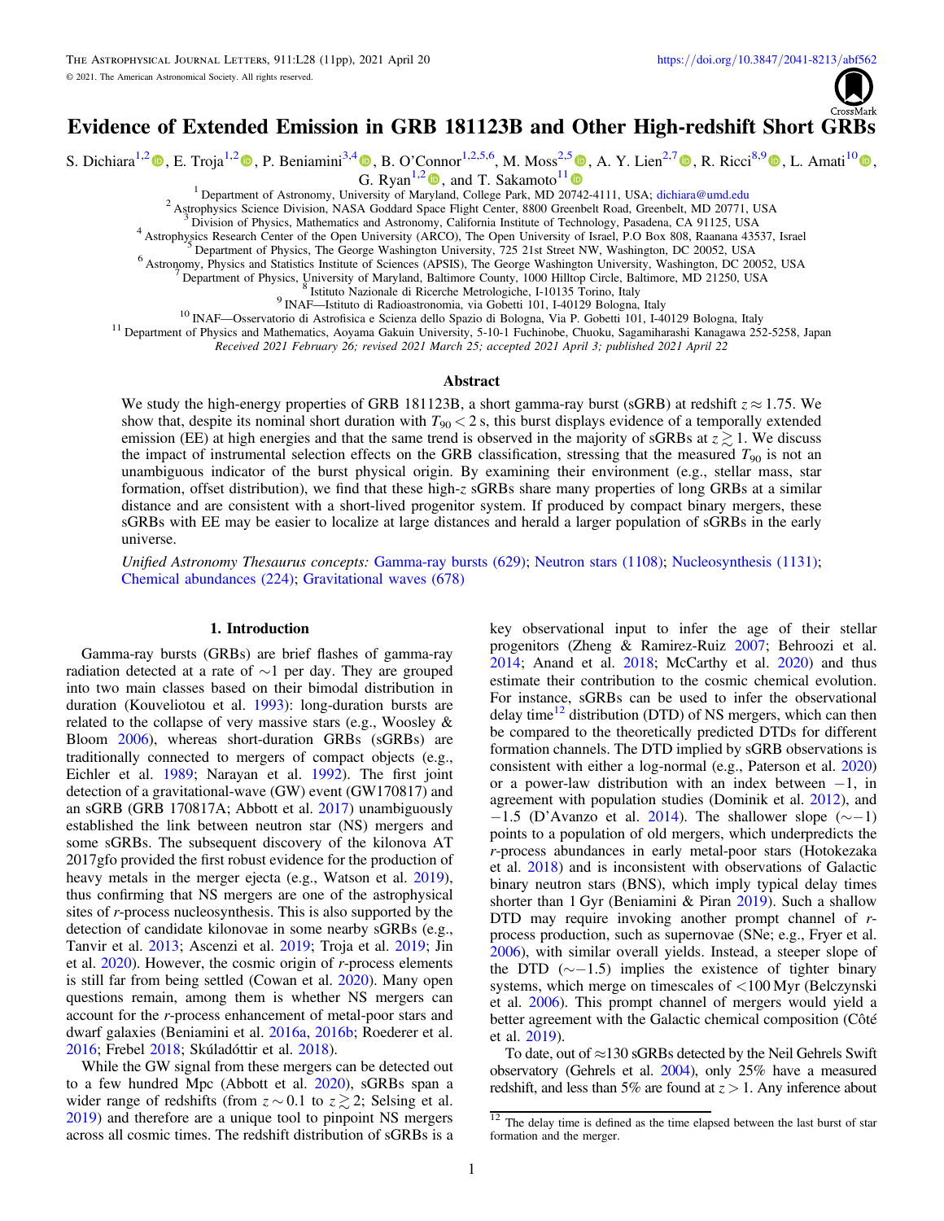# Evidence of Extended Emission in GRB 181123B and Other High-redshift Short GRBs

S. Dichiara[1,2], E. Troja[1,2], P. Beniamini[3,4], B. O'Connor[1,2,5,6], M. Moss[2,5], A. Y. Lien[2,7], R. Ricci[8,9], L. Amati[10], G. Ryan[1,2], and T. Sakamoto[11]

[1] Department of Astronomy, University of Maryland, College Park, MD 20742-4111, USA; dichiara@umd.edu
[2] Astrophysics Science Division, NASA Goddard Space Flight Center, 8800 Greenbelt Road, Greenbelt, MD 20771, USA
[3] Division of Physics, Mathematics and Astronomy, California Institute of Technology, Pasadena, CA 91125, USA
[4] Astrophysics Research Center of the Open University (ARCO), The Open University of Israel, P.O Box 808, Raanana 43537, Israel
[5] Department of Physics, The George Washington University, 725 21st Street NW, Washington, DC 20052, USA
[6] Astronomy, Physics and Statistics Institute of Sciences (APSIS), The George Washington University, Washington, DC 20052, USA
[7] Department of Physics, University of Maryland, Baltimore County, 1000 Hilltop Circle, Baltimore, MD 21250, USA
[8] Istituto Nazionale di Ricerche Metrologiche, I-10135 Torino, Italy
[9] INAF—Istituto di Radioastronomia, via Gobetti 101, I-40129 Bologna, Italy
[10] INAF—Osservatorio di Astrofisica e Scienza dello Spazio di Bologna, Via P. Gobetti 101, I-40129 Bologna, Italy
[11] Department of Physics and Mathematics, Aoyama Gakuin University, 5-10-1 Fuchinobe, Chuoku, Sagamiharashi Kanagawa 252-5258, Japan

*Received 2021 February 26; revised 2021 March 25; accepted 2021 April 3; published 2021 April 22*

## Abstract

We study the high-energy properties of GRB 181123B, a short gamma-ray burst (sGRB) at redshift $z \approx 1.75$. We show that, despite its nominal short duration with $T_{90} < 2$ s, this burst displays evidence of a temporally extended emission (EE) at high energies and that the same trend is observed in the majority of sGRBs at $z \gtrsim 1$. We discuss the impact of instrumental selection effects on the GRB classification, stressing that the measured $T_{90}$ is not an unambiguous indicator of the burst physical origin. By examining their environment (e.g., stellar mass, star formation, offset distribution), we find that these high-$z$ sGRBs share many properties of long GRBs at a similar distance and are consistent with a short-lived progenitor system. If produced by compact binary mergers, these sGRBs with EE may be easier to localize at large distances and herald a larger population of sGRBs in the early universe.

*Unified Astronomy Thesaurus concepts:* Gamma-ray bursts (629); Neutron stars (1108); Nucleosynthesis (1131); Chemical abundances (224); Gravitational waves (678)

## 1. Introduction

Gamma-ray bursts (GRBs) are brief flashes of gamma-ray radiation detected at a rate of ~1 per day. They are grouped into two main classes based on their bimodal distribution in duration (Kouveliotou et al. 1993): long-duration bursts are related to the collapse of very massive stars (e.g., Woosley & Bloom 2006), whereas short-duration GRBs (sGRBs) are traditionally connected to mergers of compact objects (e.g., Eichler et al. 1989; Narayan et al. 1992). The first joint detection of a gravitational-wave (GW) event (GW170817) and an sGRB (GRB 170817A; Abbott et al. 2017) unambiguously established the link between neutron star (NS) mergers and some sGRBs. The subsequent discovery of the kilonova AT 2017gfo provided the first robust evidence for the production of heavy metals in the merger ejecta (e.g., Watson et al. 2019), thus confirming that NS mergers are one of the astrophysical sites of *r*-process nucleosynthesis. This is also supported by the detection of candidate kilonovae in some nearby sGRBs (e.g., Tanvir et al. 2013; Ascenzi et al. 2019; Troja et al. 2019; Jin et al. 2020). However, the cosmic origin of *r*-process elements is still far from being settled (Cowan et al. 2020). Many open questions remain, among them is whether NS mergers can account for the *r*-process enhancement of metal-poor stars and dwarf galaxies (Beniamini et al. 2016a, 2016b; Roederer et al. 2016; Frebel 2018; Skúladóttir et al. 2018).

While the GW signal from these mergers can be detected out to a few hundred Mpc (Abbott et al. 2020), sGRBs span a wider range of redshifts (from $z \sim 0.1$ to $z \gtrsim 2$; Selsing et al. 2019) and therefore are a unique tool to pinpoint NS mergers across all cosmic times. The redshift distribution of sGRBs is a key observational input to infer the age of their stellar progenitors (Zheng & Ramirez-Ruiz 2007; Behroozi et al. 2014; Anand et al. 2018; McCarthy et al. 2020) and thus estimate their contribution to the cosmic chemical evolution. For instance, sGRBs can be used to infer the observational delay time[12] distribution (DTD) of NS mergers, which can then be compared to the theoretically predicted DTDs for different formation channels. The DTD implied by sGRB observations is consistent with either a log-normal (e.g., Paterson et al. 2020) or a power-law distribution with an index between −1, in agreement with population studies (Dominik et al. 2012), and −1.5 (D'Avanzo et al. 2014). The shallower slope (~−1) points to a population of old mergers, which underpredicts the *r*-process abundances in early metal-poor stars (Hotokezaka et al. 2018) and is inconsistent with observations of Galactic binary neutron stars (BNS), which imply typical delay times shorter than 1 Gyr (Beniamini & Piran 2019). Such a shallow DTD may require invoking another prompt channel of *r*-process production, such as supernovae (SNe; e.g., Fryer et al. 2006), with similar overall yields. Instead, a steeper slope of the DTD (~−1.5) implies the existence of tighter binary systems, which merge on timescales of <100 Myr (Belczynski et al. 2006). This prompt channel of mergers would yield a better agreement with the Galactic chemical composition (Côté et al. 2019).

To date, out of ≈130 sGRBs detected by the Neil Gehrels Swift observatory (Gehrels et al. 2004), only 25% have a measured redshift, and less than 5% are found at $z > 1$. Any inference about

[12] The delay time is defined as the time elapsed between the last burst of star formation and the merger.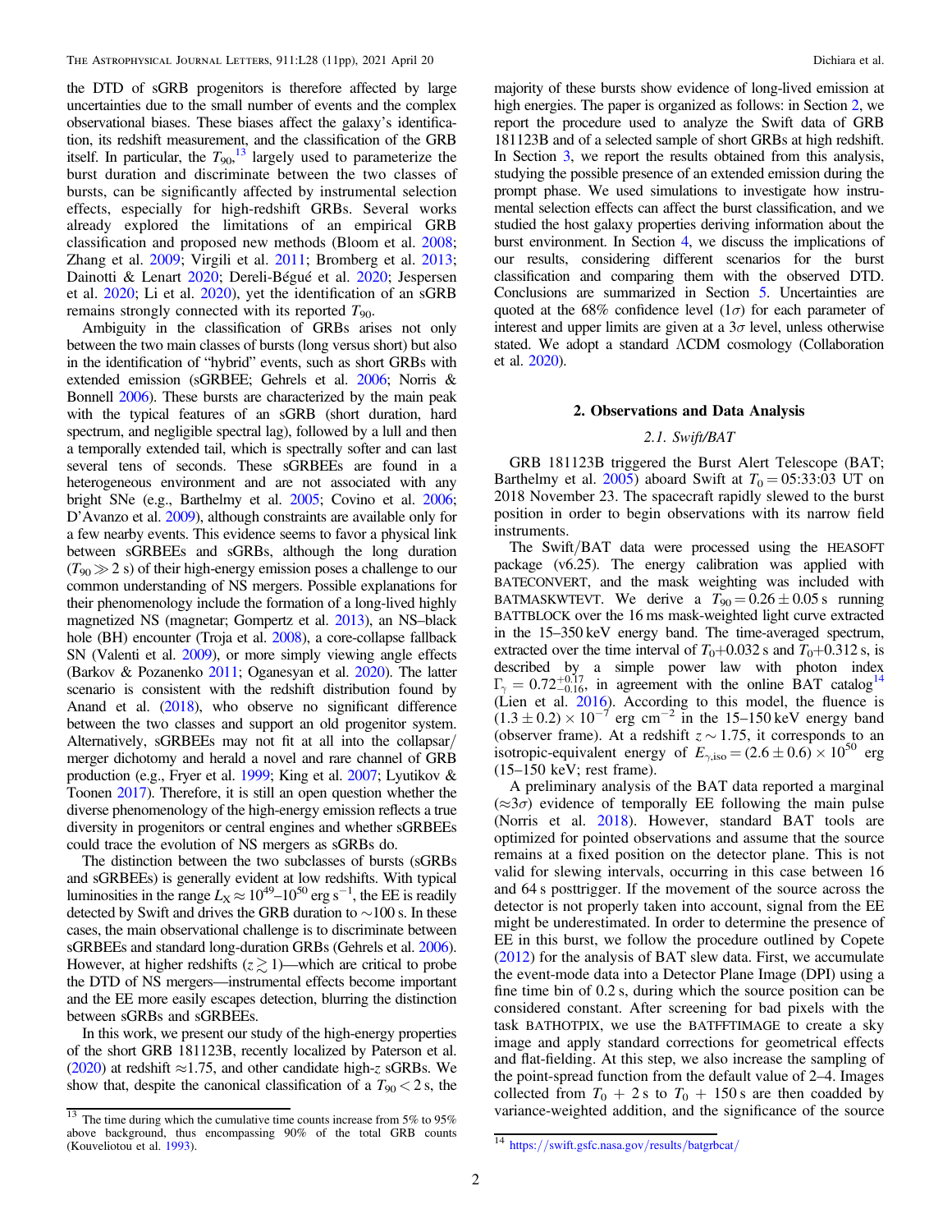the DTD of sGRB progenitors is therefore affected by large uncertainties due to the small number of events and the complex observational biases. These biases affect the galaxy's identification, its redshift measurement, and the classification of the GRB itself. In particular, the $T_{90}$,[13] largely used to parameterize the burst duration and discriminate between the two classes of bursts, can be significantly affected by instrumental selection effects, especially for high-redshift GRBs. Several works already explored the limitations of an empirical GRB classification and proposed new methods (Bloom et al. 2008; Zhang et al. 2009; Virgili et al. 2011; Bromberg et al. 2013; Dainotti & Lenart 2020; Dereli-Bégué et al. 2020; Jespersen et al. 2020; Li et al. 2020), yet the identification of an sGRB remains strongly connected with its reported $T_{90}$.

Ambiguity in the classification of GRBs arises not only between the two main classes of bursts (long versus short) but also in the identification of "hybrid" events, such as short GRBs with extended emission (sGRBEE; Gehrels et al. 2006; Norris & Bonnell 2006). These bursts are characterized by the main peak with the typical features of an sGRB (short duration, hard spectrum, and negligible spectral lag), followed by a lull and then a temporally extended tail, which is spectrally softer and can last several tens of seconds. These sGRBEEs are found in a heterogeneous environment and are not associated with any bright SNe (e.g., Barthelmy et al. 2005; Covino et al. 2006; D'Avanzo et al. 2009), although constraints are available only for a few nearby events. This evidence seems to favor a physical link between sGRBEEs and sGRBs, although the long duration ($T_{90} \gg 2$ s) of their high-energy emission poses a challenge to our common understanding of NS mergers. Possible explanations for their phenomenology include the formation of a long-lived highly magnetized NS (magnetar; Gompertz et al. 2013), an NS–black hole (BH) encounter (Troja et al. 2008), a core-collapse fallback SN (Valenti et al. 2009), or more simply viewing angle effects (Barkov & Pozanenko 2011; Oganesyan et al. 2020). The latter scenario is consistent with the redshift distribution found by Anand et al. (2018), who observe no significant difference between the two classes and support an old progenitor system. Alternatively, sGRBEEs may not fit at all into the collapsar/merger dichotomy and herald a novel and rare channel of GRB production (e.g., Fryer et al. 1999; King et al. 2007; Lyutikov & Toonen 2017). Therefore, it is still an open question whether the diverse phenomenology of the high-energy emission reflects a true diversity in progenitors or central engines and whether sGRBEEs could trace the evolution of NS mergers as sGRBs do.

The distinction between the two subclasses of bursts (sGRBs and sGRBEEs) is generally evident at low redshifts. With typical luminosities in the range $L_X \approx 10^{49}$–$10^{50}$ erg s$^{-1}$, the EE is readily detected by Swift and drives the GRB duration to ~100 s. In these cases, the main observational challenge is to discriminate between sGRBEEs and standard long-duration GRBs (Gehrels et al. 2006). However, at higher redshifts ($z \gtrsim 1$)—which are critical to probe the DTD of NS mergers—instrumental effects become important and the EE more easily escapes detection, blurring the distinction between sGRBs and sGRBEEs.

In this work, we present our study of the high-energy properties of the short GRB 181123B, recently localized by Paterson et al. (2020) at redshift ≈1.75, and other candidate high-$z$ sGRBs. We show that, despite the canonical classification of a $T_{90} < 2$ s, the majority of these bursts show evidence of long-lived emission at high energies. The paper is organized as follows: in Section 2, we report the procedure used to analyze the Swift data of GRB 181123B and of a selected sample of short GRBs at high redshift. In Section 3, we report the results obtained from this analysis, studying the possible presence of an extended emission during the prompt phase. We used simulations to investigate how instrumental selection effects can affect the burst classification, and we studied the host galaxy properties deriving information about the burst environment. In Section 4, we discuss the implications of our results, considering different scenarios for the burst classification and comparing them with the observed DTD. Conclusions are summarized in Section 5. Uncertainties are quoted at the 68% confidence level (1$\sigma$) for each parameter of interest and upper limits are given at a 3$\sigma$ level, unless otherwise stated. We adopt a standard ΛCDM cosmology (Collaboration et al. 2020).

## 2. Observations and Data Analysis

### 2.1. Swift/BAT

GRB 181123B triggered the Burst Alert Telescope (BAT; Barthelmy et al. 2005) aboard Swift at $T_0$ = 05:33:03 UT on 2018 November 23. The spacecraft rapidly slewed to the burst position in order to begin observations with its narrow field instruments.

The Swift/BAT data were processed using the HEASOFT package (v6.25). The energy calibration was applied with BATECONVERT, and the mask weighting was included with BATMASKWTEVT. We derive a $T_{90} = 0.26 \pm 0.05$ s running BATTBLOCK over the 16 ms mask-weighted light curve extracted in the 15–350 keV energy band. The time-averaged spectrum, extracted over the time interval of $T_0$+0.032 s and $T_0$+0.312 s, is described by a simple power law with photon index $\Gamma_\gamma = 0.72^{+0.17}_{-0.16}$, in agreement with the online BAT catalog[14] (Lien et al. 2016). According to this model, the fluence is $(1.3 \pm 0.2) \times 10^{-7}$ erg cm$^{-2}$ in the 15–150 keV energy band (observer frame). At a redshift $z \sim 1.75$, it corresponds to an isotropic-equivalent energy of $E_{\gamma,\rm iso} = (2.6 \pm 0.6) \times 10^{50}$ erg (15–150 keV; rest frame).

A preliminary analysis of the BAT data reported a marginal (≈3$\sigma$) evidence of temporally EE following the main pulse (Norris et al. 2018). However, standard BAT tools are optimized for pointed observations and assume that the source remains at a fixed position on the detector plane. This is not valid for slewing intervals, occurring in this case between 16 and 64 s posttrigger. If the movement of the source across the detector is not properly taken into account, signal from the EE might be underestimated. In order to determine the presence of EE in this burst, we follow the procedure outlined by Copete (2012) for the analysis of BAT slew data. First, we accumulate the event-mode data into a Detector Plane Image (DPI) using a fine time bin of 0.2 s, during which the source position can be considered constant. After screening for bad pixels with the task BATHOTPIX, we use the BATFFTIMAGE to create a sky image and apply standard corrections for geometrical effects and flat-fielding. At this step, we also increase the sampling of the point-spread function from the default value of 2–4. Images collected from $T_0$ + 2 s to $T_0$ + 150 s are then coadded by variance-weighted addition, and the significance of the source

[13] The time during which the cumulative time counts increase from 5% to 95% above background, thus encompassing 90% of the total GRB counts (Kouveliotou et al. 1993).

[14] https://swift.gsfc.nasa.gov/results/batgrbcat/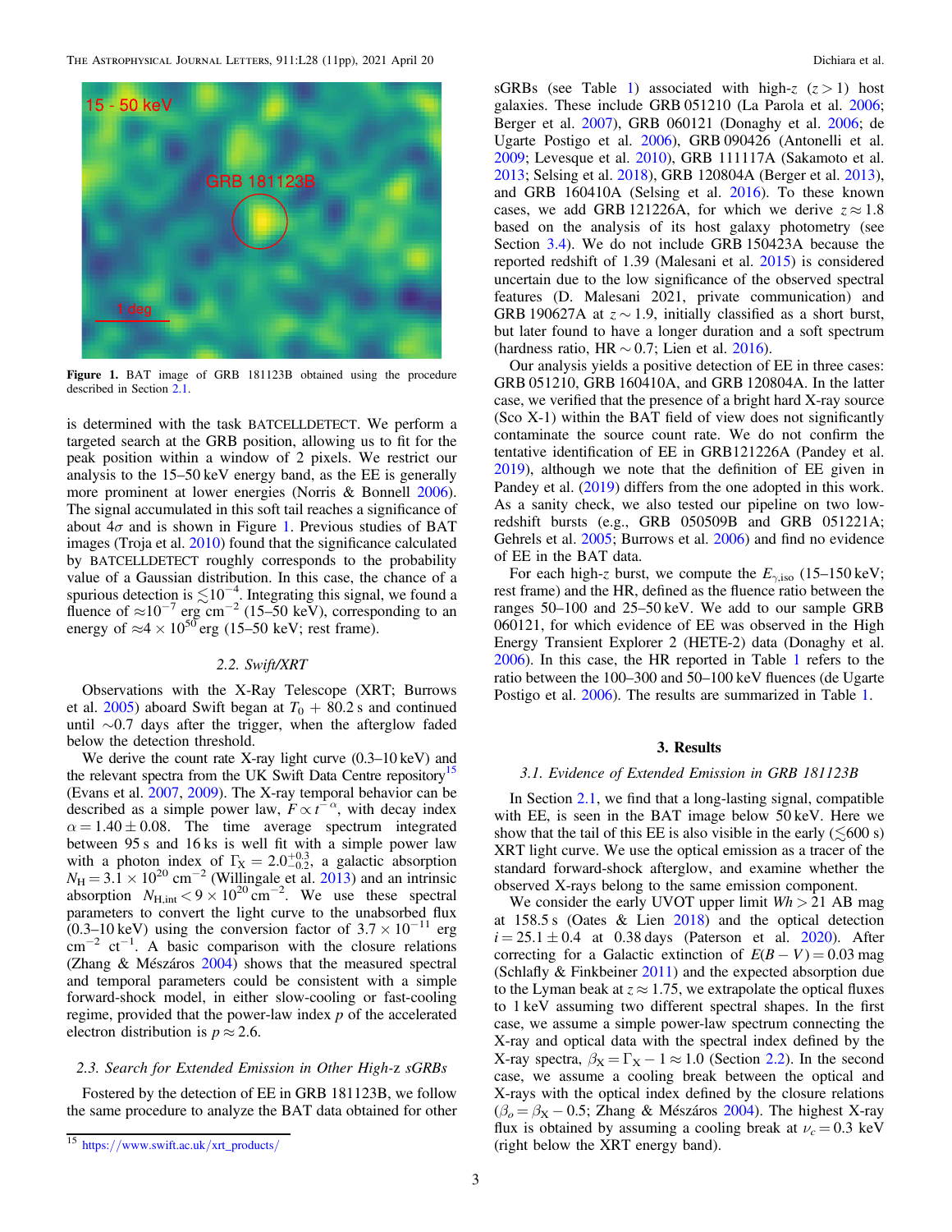Figure 1. BAT image of GRB 181123B obtained using the procedure described in Section 2.1.

is determined with the task BATCELLDETECT. We perform a targeted search at the GRB position, allowing us to fit for the peak position within a window of 2 pixels. We restrict our analysis to the 15–50 keV energy band, as the EE is generally more prominent at lower energies (Norris & Bonnell 2006). The signal accumulated in this soft tail reaches a significance of about $4\sigma$ and is shown in Figure 1. Previous studies of BAT images (Troja et al. 2010) found that the significance calculated by BATCELLDETECT roughly corresponds to the probability value of a Gaussian distribution. In this case, the chance of a spurious detection is $\lesssim 10^{-4}$. Integrating this signal, we found a fluence of $\approx 10^{-7}$ erg cm$^{-2}$ (15–50 keV), corresponding to an energy of $\approx 4 \times 10^{50}$ erg (15–50 keV; rest frame).

### 2.2. Swift/XRT

Observations with the X-Ray Telescope (XRT; Burrows et al. 2005) aboard Swift began at $T_0 + 80.2$ s and continued until $\sim$0.7 days after the trigger, when the afterglow faded below the detection threshold.

We derive the count rate X-ray light curve (0.3–10 keV) and the relevant spectra from the UK Swift Data Centre repository[15] (Evans et al. 2007, 2009). The X-ray temporal behavior can be described as a simple power law, $F \propto t^{-\alpha}$, with decay index $\alpha = 1.40 \pm 0.08$. The time average spectrum integrated between 95 s and 16 ks is well fit with a simple power law with a photon index of $\Gamma_X = 2.0^{+0.3}_{-0.2}$, a galactic absorption $N_H = 3.1 \times 10^{20}$ cm$^{-2}$ (Willingale et al. 2013) and an intrinsic absorption $N_{H,int} < 9 \times 10^{20}$ cm$^{-2}$. We use these spectral parameters to convert the light curve to the unabsorbed flux (0.3–10 keV) using the conversion factor of $3.7 \times 10^{-11}$ erg cm$^{-2}$ ct$^{-1}$. A basic comparison with the closure relations (Zhang & Mészáros 2004) shows that the measured spectral and temporal parameters could be consistent with a simple forward-shock model, in either slow-cooling or fast-cooling regime, provided that the power-law index $p$ of the accelerated electron distribution is $p \approx 2.6$.

### 2.3. Search for Extended Emission in Other High-z sGRBs

Fostered by the detection of EE in GRB 181123B, we follow the same procedure to analyze the BAT data obtained for other sGRBs (see Table 1) associated with high-$z$ ($z > 1$) host galaxies. These include GRB 051210 (La Parola et al. 2006; Berger et al. 2007), GRB 060121 (Donaghy et al. 2006; de Ugarte Postigo et al. 2006), GRB 090426 (Antonelli et al. 2009; Levesque et al. 2010), GRB 111117A (Sakamoto et al. 2013; Selsing et al. 2018), GRB 120804A (Berger et al. 2013), and GRB 160410A (Selsing et al. 2016). To these known cases, we add GRB 121226A, for which we derive $z \approx 1.8$ based on the analysis of its host galaxy photometry (see Section 3.4). We do not include GRB 150423A because the reported redshift of 1.39 (Malesani et al. 2015) is considered uncertain due to the low significance of the observed spectral features (D. Malesani 2021, private communication) and GRB 190627A at $z \sim 1.9$, initially classified as a short burst, but later found to have a longer duration and a soft spectrum (hardness ratio, HR $\sim$ 0.7; Lien et al. 2016).

Our analysis yields a positive detection of EE in three cases: GRB 051210, GRB 160410A, and GRB 120804A. In the latter case, we verified that the presence of a bright hard X-ray source (Sco X-1) within the BAT field of view does not significantly contaminate the source count rate. We do not confirm the tentative identification of EE in GRB121226A (Pandey et al. 2019), although we note that the definition of EE given in Pandey et al. (2019) differs from the one adopted in this work. As a sanity check, we also tested our pipeline on two low-redshift bursts (e.g., GRB 050509B and GRB 051221A; Gehrels et al. 2005; Burrows et al. 2006) and find no evidence of EE in the BAT data.

For each high-$z$ burst, we compute the $E_{\gamma,\rm iso}$ (15–150 keV; rest frame) and the HR, defined as the fluence ratio between the ranges 50–100 and 25–50 keV. We add to our sample GRB 060121, for which evidence of EE was observed in the High Energy Transient Explorer 2 (HETE-2) data (Donaghy et al. 2006). In this case, the HR reported in Table 1 refers to the ratio between the 100–300 and 50–100 keV fluences (de Ugarte Postigo et al. 2006). The results are summarized in Table 1.

## 3. Results

### 3.1. Evidence of Extended Emission in GRB 181123B

In Section 2.1, we find that a long-lasting signal, compatible with EE, is seen in the BAT image below 50 keV. Here we show that the tail of this EE is also visible in the early ($\lesssim$600 s) XRT light curve. We use the optical emission as a tracer of the standard forward-shock afterglow, and examine whether the observed X-rays belong to the same emission component.

We consider the early UVOT upper limit $Wh > 21$ AB mag at 158.5 s (Oates & Lien 2018) and the optical detection $i = 25.1 \pm 0.4$ at 0.38 days (Paterson et al. 2020). After correcting for a Galactic extinction of $E(B - V) = 0.03$ mag (Schlafly & Finkbeiner 2011) and the expected absorption due to the Lyman beak at $z \approx 1.75$, we extrapolate the optical fluxes to 1 keV assuming two different spectral shapes. In the first case, we assume a simple power-law spectrum connecting the X-ray and optical data with the spectral index defined by the X-ray spectra, $\beta_X = \Gamma_X - 1 \approx 1.0$ (Section 2.2). In the second case, we assume a cooling break between the optical and X-rays with the optical index defined by the closure relations ($\beta_o = \beta_X - 0.5$; Zhang & Mészáros 2004). The highest X-ray flux is obtained by assuming a cooling break at $\nu_c = 0.3$ keV (right below the XRT energy band).

[15] https://www.swift.ac.uk/xrt_products/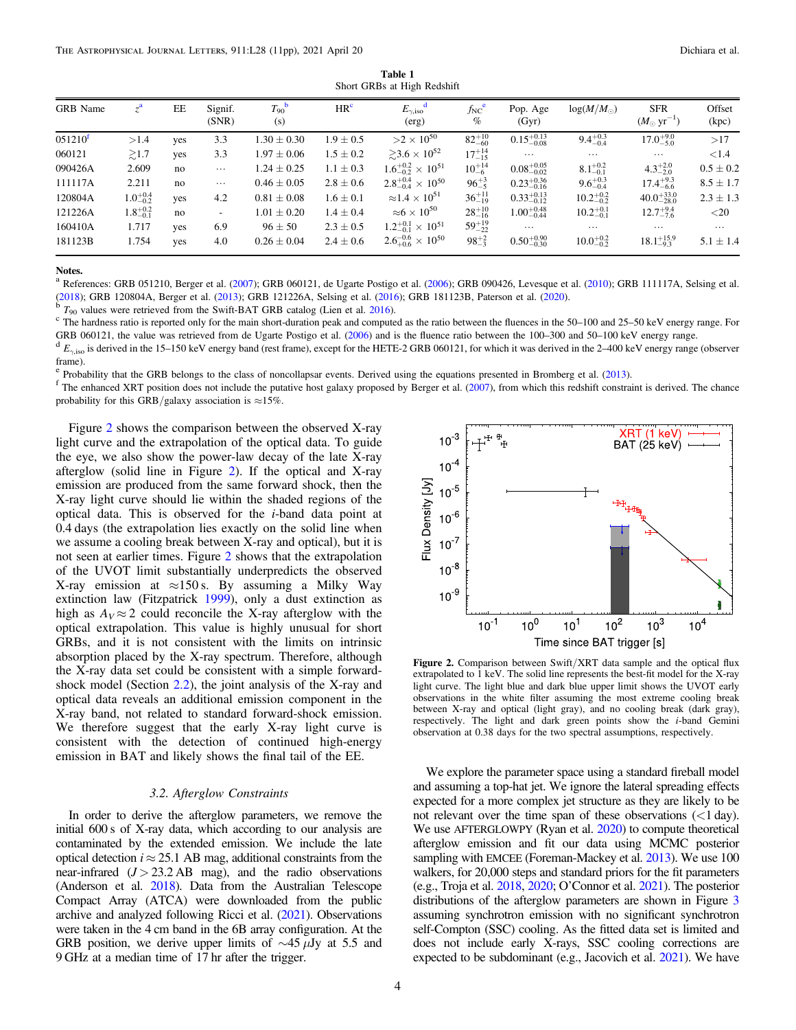Table 1
Short GRBs at High Redshift

| GRB Name | $z$[a] | EE | Signif. (SNR) | $T_{90}$[b] (s) | HR[c] | $E_{\gamma,\rm iso}$[d] (erg) | $f_{\rm NC}$[e] % | Pop. Age (Gyr) | $\log(M/M_\odot)$ | SFR ($M_\odot$ yr$^{-1}$) | Offset (kpc) |
|---|---|---|---|---|---|---|---|---|---|---|---|
| 051210[f] | $>1.4$ | yes | 3.3 | $1.30 \pm 0.30$ | $1.9 \pm 0.5$ | $>2 \times 10^{50}$ | $82^{+10}_{-60}$ | $0.15^{+0.13}_{-0.08}$ | $9.4^{+0.3}_{-0.4}$ | $17.0^{+9.0}_{-5.0}$ | $>17$ |
| 060121 | $\gtrsim 1.7$ | yes | 3.3 | $1.97 \pm 0.06$ | $1.5 \pm 0.2$ | $\gtrsim 3.6 \times 10^{52}$ | $17^{+14}_{-15}$ | … | … | … | $<1.4$ |
| 090426A | 2.609 | no | … | $1.24 \pm 0.25$ | $1.1 \pm 0.3$ | $1.6^{+0.2}_{-0.2} \times 10^{51}$ | $10^{+14}_{-6}$ | $0.08^{+0.05}_{-0.02}$ | $8.1^{+0.2}_{-0.1}$ | $4.3^{+2.0}_{-2.0}$ | $0.5 \pm 0.2$ |
| 111117A | 2.211 | no | … | $0.46 \pm 0.05$ | $2.8 \pm 0.6$ | $2.8^{+0.4}_{-0.4} \times 10^{50}$ | $96^{+3}_{-5}$ | $0.23^{+0.36}_{-0.16}$ | $9.6^{+0.3}_{-0.4}$ | $17.4^{+9.3}_{-6.6}$ | $8.5 \pm 1.7$ |
| 120804A | $1.0^{+0.4}_{-0.2}$ | yes | 4.2 | $0.81 \pm 0.08$ | $1.6 \pm 0.1$ | $\approx 1.4 \times 10^{51}$ | $36^{+11}_{-19}$ | $0.33^{+0.13}_{-0.12}$ | $10.2^{+0.2}_{-0.2}$ | $40.0^{+33.0}_{-28.0}$ | $2.3 \pm 1.3$ |
| 121226A | $1.8^{+0.2}_{-0.1}$ | no | - | $1.01 \pm 0.20$ | $1.4 \pm 0.4$ | $\approx 6 \times 10^{50}$ | $28^{+10}_{-16}$ | $1.00^{+0.48}_{-0.44}$ | $10.2^{+0.1}_{-0.1}$ | $12.7^{+9.4}_{-7.6}$ | $<20$ |
| 160410A | 1.717 | yes | 6.9 | $96 \pm 50$ | $2.3 \pm 0.5$ | $1.2^{+0.1}_{-0.1} \times 10^{51}$ | $59^{+19}_{-22}$ | … | … | … | … |
| 181123B | 1.754 | yes | 4.0 | $0.26 \pm 0.04$ | $2.4 \pm 0.6$ | $2.6^{-0.6}_{+0.6} \times 10^{50}$ | $98^{+2}_{-3}$ | $0.50^{+0.90}_{-0.30}$ | $10.0^{+0.2}_{-0.2}$ | $18.1^{+15.9}_{-9.3}$ | $5.1 \pm 1.4$ |

**Notes.**
[a] References: GRB 051210, Berger et al. (2007); GRB 060121, de Ugarte Postigo et al. (2006); GRB 090426, Levesque et al. (2010); GRB 111117A, Selsing et al. (2018); GRB 120804A, Berger et al. (2013); GRB 121226A, Selsing et al. (2016); GRB 181123B, Paterson et al. (2020).
[b] $T_{90}$ values were retrieved from the Swift-BAT GRB catalog (Lien et al. 2016).
[c] The hardness ratio is reported only for the main short-duration peak and computed as the ratio between the fluences in the 50–100 and 25–50 keV energy range. For GRB 060121, the value was retrieved from de Ugarte Postigo et al. (2006) and is the fluence ratio between the 100–300 and 50–100 keV energy range.
[d] $E_{\gamma,\rm iso}$ is derived in the 15–150 keV energy band (rest frame), except for the HETE-2 GRB 060121, for which it was derived in the 2–400 keV energy range (observer frame).
[e] Probability that the GRB belongs to the class of noncollapsar events. Derived using the equations presented in Bromberg et al. (2013).
[f] The enhanced XRT position does not include the putative host galaxy proposed by Berger et al. (2007), from which this redshift constraint is derived. The chance probability for this GRB/galaxy association is ≈15%.

Figure 2 shows the comparison between the observed X-ray light curve and the extrapolation of the optical data. To guide the eye, we also show the power-law decay of the late X-ray afterglow (solid line in Figure 2). If the optical and X-ray emission are produced from the same forward shock, then the X-ray light curve should lie within the shaded regions of the optical data. This is observed for the $i$-band data point at 0.4 days (the extrapolation lies exactly on the solid line when we assume a cooling break between X-ray and optical), but it is not seen at earlier times. Figure 2 shows that the extrapolation of the UVOT limit substantially underpredicts the observed X-ray emission at ≈150 s. By assuming a Milky Way extinction law (Fitzpatrick 1999), only a dust extinction as high as $A_V \approx 2$ could reconcile the X-ray afterglow with the optical extrapolation. This value is highly unusual for short GRBs, and it is not consistent with the limits on intrinsic absorption placed by the X-ray spectrum. Therefore, although the X-ray data set could be consistent with a simple forward-shock model (Section 2.2), the joint analysis of the X-ray and optical data reveals an additional emission component in the X-ray band, not related to standard forward-shock emission. We therefore suggest that the early X-ray light curve is consistent with the detection of continued high-energy emission in BAT and likely shows the final tail of the EE.

Figure 2. Comparison between Swift/XRT data sample and the optical flux extrapolated to 1 keV. The solid line represents the best-fit model for the X-ray light curve. The light blue and dark blue upper limit shows the UVOT early observations in the white filter assuming the most extreme cooling break between X-ray and optical (light gray), and no cooling break (dark gray), respectively. The light and dark green points show the $i$-band Gemini observation at 0.38 days for the two spectral assumptions, respectively.

### 3.2. Afterglow Constraints

In order to derive the afterglow parameters, we remove the initial 600 s of X-ray data, which according to our analysis are contaminated by the extended emission. We include the late optical detection $i \approx 25.1$ AB mag, additional constraints from the near-infrared ($J > 23.2$ AB mag), and the radio observations (Anderson et al. 2018). Data from the Australian Telescope Compact Array (ATCA) were downloaded from the public archive and analyzed following Ricci et al. (2021). Observations were taken in the 4 cm band in the 6B array configuration. At the GRB position, we derive upper limits of ∼45 $\mu$Jy at 5.5 and 9 GHz at a median time of 17 hr after the trigger.

We explore the parameter space using a standard fireball model and assuming a top-hat jet. We ignore the lateral spreading effects expected for a more complex jet structure as they are likely to be not relevant over the time span of these observations (<1 day). We use AFTERGLOWPY (Ryan et al. 2020) to compute theoretical afterglow emission and fit our data using MCMC posterior sampling with EMCEE (Foreman-Mackey et al. 2013). We use 100 walkers, for 20,000 steps and standard priors for the fit parameters (e.g., Troja et al. 2018, 2020; O'Connor et al. 2021). The posterior distributions of the afterglow parameters are shown in Figure 3 assuming synchrotron emission with no significant synchrotron self-Compton (SSC) cooling. As the fitted data set is limited and does not include early X-rays, SSC cooling corrections are expected to be subdominant (e.g., Jacovich et al. 2021). We have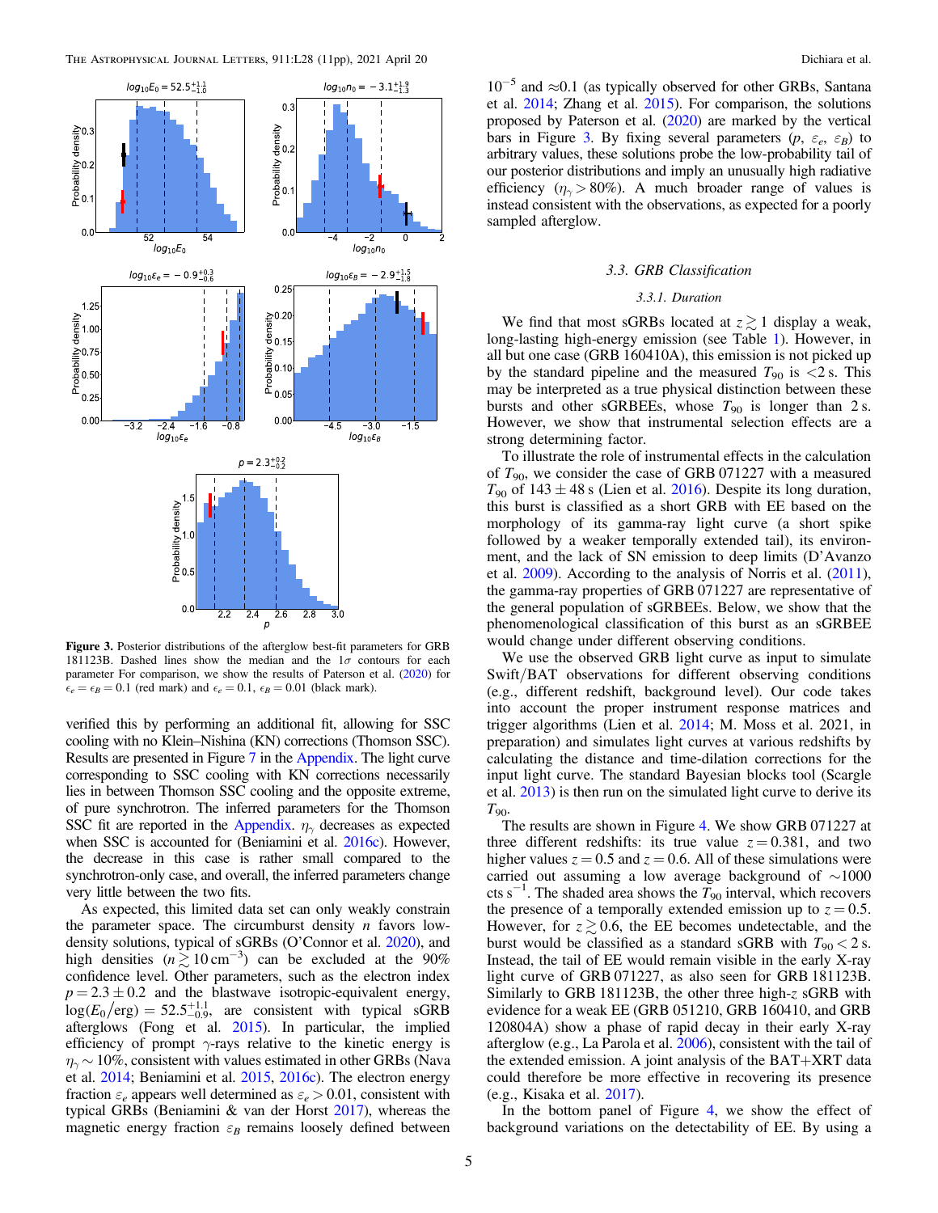**Figure 3.** Posterior distributions of the afterglow best-fit parameters for GRB 181123B. Dashed lines show the median and the $1\sigma$ contours for each parameter For comparison, we show the results of Paterson et al. (2020) for $\epsilon_e = \epsilon_B = 0.1$ (red mark) and $\epsilon_e = 0.1$, $\epsilon_B = 0.01$ (black mark).

verified this by performing an additional fit, allowing for SSC cooling with no Klein–Nishina (KN) corrections (Thomson SSC). Results are presented in Figure 7 in the Appendix. The light curve corresponding to SSC cooling with KN corrections necessarily lies in between Thomson SSC cooling and the opposite extreme, of pure synchrotron. The inferred parameters for the Thomson SSC fit are reported in the Appendix. $\eta_\gamma$ decreases as expected when SSC is accounted for (Beniamini et al. 2016c). However, the decrease in this case is rather small compared to the synchrotron-only case, and overall, the inferred parameters change very little between the two fits.

As expected, this limited data set can only weakly constrain the parameter space. The circumburst density $n$ favors low-density solutions, typical of sGRBs (O'Connor et al. 2020), and high densities ($n \gtrsim 10\,\mathrm{cm}^{-3}$) can be excluded at the 90% confidence level. Other parameters, such as the electron index $p = 2.3 \pm 0.2$ and the blastwave isotropic-equivalent energy, $\log(E_0/\mathrm{erg}) = 52.5^{+1.1}_{-0.9}$, are consistent with typical sGRB afterglows (Fong et al. 2015). In particular, the implied efficiency of prompt $\gamma$-rays relative to the kinetic energy is $\eta_\gamma \sim 10\%$, consistent with values estimated in other GRBs (Nava et al. 2014; Beniamini et al. 2015, 2016c). The electron energy fraction $\varepsilon_e$ appears well determined as $\varepsilon_e > 0.01$, consistent with typical GRBs (Beniamini & van der Horst 2017), whereas the magnetic energy fraction $\varepsilon_B$ remains loosely defined between $10^{-5}$ and $\approx 0.1$ (as typically observed for other GRBs, Santana et al. 2014; Zhang et al. 2015). For comparison, the solutions proposed by Paterson et al. (2020) are marked by the vertical bars in Figure 3. By fixing several parameters ($p$, $\varepsilon_e$, $\varepsilon_B$) to arbitrary values, these solutions probe the low-probability tail of our posterior distributions and imply an unusually high radiative efficiency ($\eta_\gamma > 80\%$). A much broader range of values is instead consistent with the observations, as expected for a poorly sampled afterglow.

### 3.3. GRB Classification

#### 3.3.1. Duration

We find that most sGRBs located at $z \gtrsim 1$ display a weak, long-lasting high-energy emission (see Table 1). However, in all but one case (GRB 160410A), this emission is not picked up by the standard pipeline and the measured $T_{90}$ is $<2$ s. This may be interpreted as a true physical distinction between these bursts and other sGRBEEs, whose $T_{90}$ is longer than 2 s. However, we show that instrumental selection effects are a strong determining factor.

To illustrate the role of instrumental effects in the calculation of $T_{90}$, we consider the case of GRB 071227 with a measured $T_{90}$ of $143 \pm 48$ s (Lien et al. 2016). Despite its long duration, this burst is classified as a short GRB with EE based on the morphology of its gamma-ray light curve (a short spike followed by a weaker temporally extended tail), its environment, and the lack of SN emission to deep limits (D'Avanzo et al. 2009). According to the analysis of Norris et al. (2011), the gamma-ray properties of GRB 071227 are representative of the general population of sGRBEEs. Below, we show that the phenomenological classification of this burst as an sGRBEE would change under different observing conditions.

We use the observed GRB light curve as input to simulate Swift/BAT observations for different observing conditions (e.g., different redshift, background level). Our code takes into account the proper instrument response matrices and trigger algorithms (Lien et al. 2014; M. Moss et al. 2021, in preparation) and simulates light curves at various redshifts by calculating the distance and time-dilation corrections for the input light curve. The standard Bayesian blocks tool (Scargle et al. 2013) is then run on the simulated light curve to derive its $T_{90}$.

The results are shown in Figure 4. We show GRB 071227 at three different redshifts: its true value $z = 0.381$, and two higher values $z = 0.5$ and $z = 0.6$. All of these simulations were carried out assuming a low average background of $\sim$1000 cts s$^{-1}$. The shaded area shows the $T_{90}$ interval, which recovers the presence of a temporally extended emission up to $z = 0.5$. However, for $z \gtrsim 0.6$, the EE becomes undetectable, and the burst would be classified as a standard sGRB with $T_{90} < 2$ s. Instead, the tail of EE would remain visible in the early X-ray light curve of GRB 071227, as also seen for GRB 181123B. Similarly to GRB 181123B, the other three high-$z$ sGRB with evidence for a weak EE (GRB 051210, GRB 160410, and GRB 120804A) show a phase of rapid decay in their early X-ray afterglow (e.g., La Parola et al. 2006), consistent with the tail of the extended emission. A joint analysis of the BAT+XRT data could therefore be more effective in recovering its presence (e.g., Kisaka et al. 2017).

In the bottom panel of Figure 4, we show the effect of background variations on the detectability of EE. By using a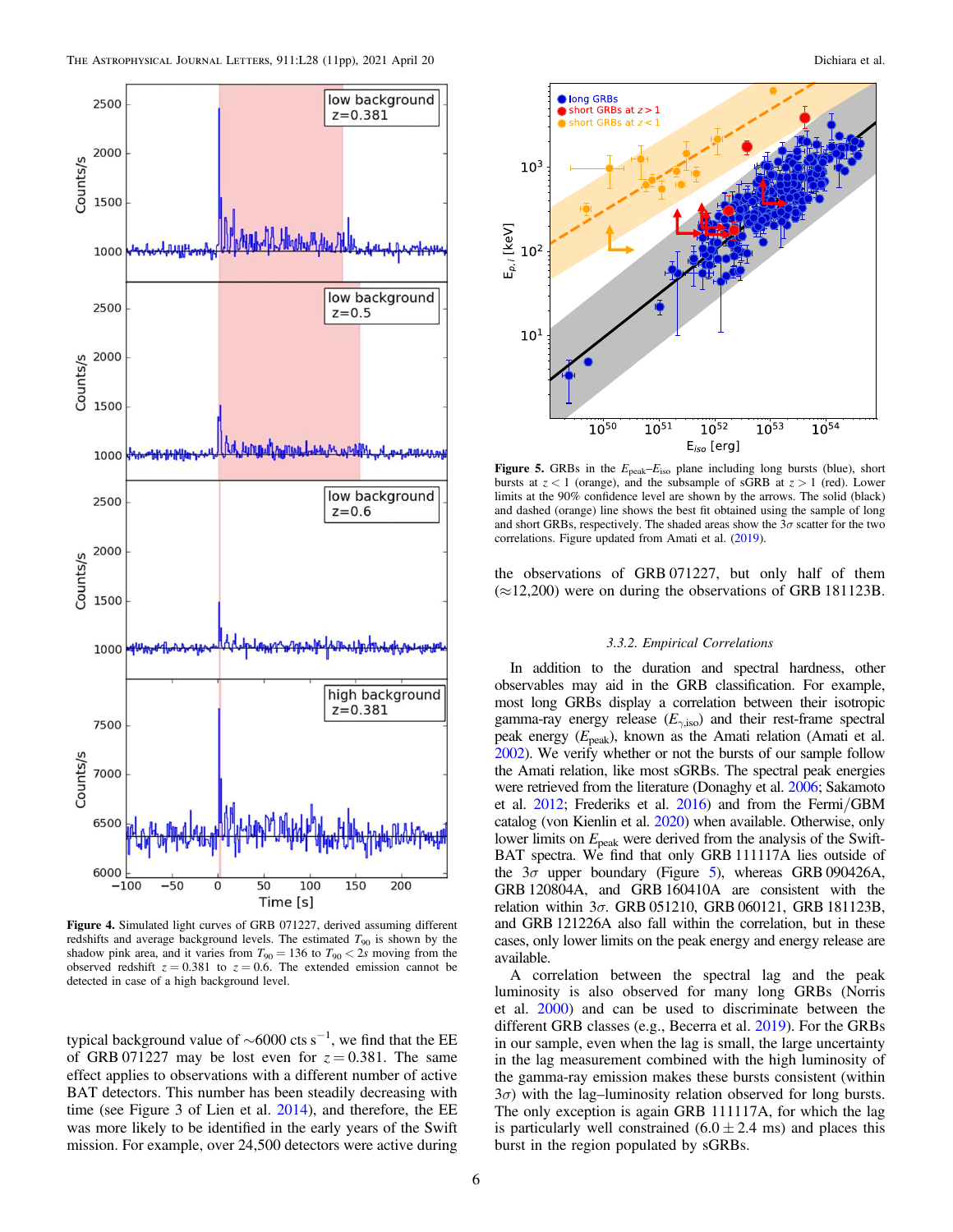Figure 4. Simulated light curves of GRB 071227, derived assuming different redshifts and average background levels. The estimated $T_{90}$ is shown by the shadow pink area, and it varies from $T_{90} = 136$ to $T_{90} < 2s$ moving from the observed redshift $z = 0.381$ to $z = 0.6$. The extended emission cannot be detected in case of a high background level.

typical background value of $\sim$6000 cts s$^{-1}$, we find that the EE of GRB 071227 may be lost even for $z = 0.381$. The same effect applies to observations with a different number of active BAT detectors. This number has been steadily decreasing with time (see Figure 3 of Lien et al. 2014), and therefore, the EE was more likely to be identified in the early years of the Swift mission. For example, over 24,500 detectors were active during the observations of GRB 071227, but only half of them ($\approx$12,200) were on during the observations of GRB 181123B.

Figure 5. GRBs in the $E_{peak}$–$E_{iso}$ plane including long bursts (blue), short bursts at $z < 1$ (orange), and the subsample of sGRB at $z > 1$ (red). Lower limits at the 90% confidence level are shown by the arrows. The solid (black) and dashed (orange) line shows the best fit obtained using the sample of long and short GRBs, respectively. The shaded areas show the $3\sigma$ scatter for the two correlations. Figure updated from Amati et al. (2019).

### 3.3.2. Empirical Correlations

In addition to the duration and spectral hardness, other observables may aid in the GRB classification. For example, most long GRBs display a correlation between their isotropic gamma-ray energy release ($E_{\gamma,\rm iso}$) and their rest-frame spectral peak energy ($E_{\rm peak}$), known as the Amati relation (Amati et al. 2002). We verify whether or not the bursts of our sample follow the Amati relation, like most sGRBs. The spectral peak energies were retrieved from the literature (Donaghy et al. 2006; Sakamoto et al. 2012; Frederiks et al. 2016) and from the Fermi/GBM catalog (von Kienlin et al. 2020) when available. Otherwise, only lower limits on $E_{\rm peak}$ were derived from the analysis of the Swift-BAT spectra. We find that only GRB 111117A lies outside of the $3\sigma$ upper boundary (Figure 5), whereas GRB 090426A, GRB 120804A, and GRB 160410A are consistent with the relation within $3\sigma$. GRB 051210, GRB 060121, GRB 181123B, and GRB 121226A also fall within the correlation, but in these cases, only lower limits on the peak energy and energy release are available.

A correlation between the spectral lag and the peak luminosity is also observed for many long GRBs (Norris et al. 2000) and can be used to discriminate between the different GRB classes (e.g., Becerra et al. 2019). For the GRBs in our sample, even when the lag is small, the large uncertainty in the lag measurement combined with the high luminosity of the gamma-ray emission makes these bursts consistent (within $3\sigma$) with the lag–luminosity relation observed for long bursts. The only exception is again GRB 111117A, for which the lag is particularly well constrained ($6.0 \pm 2.4$ ms) and places this burst in the region populated by sGRBs.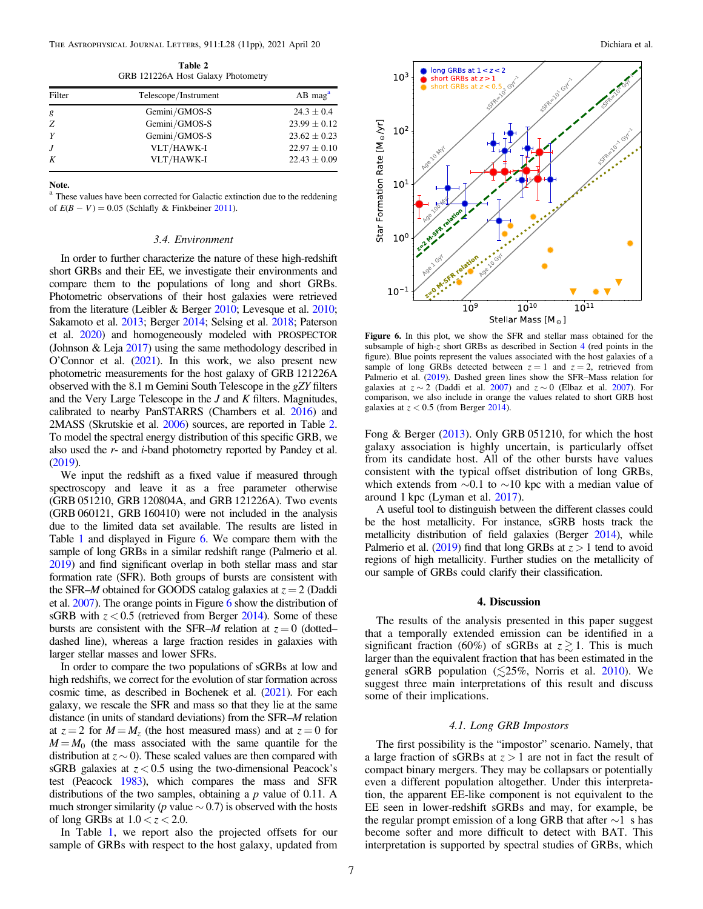**Table 2**
GRB 121226A Host Galaxy Photometry

| Filter | Telescope/Instrument | AB mag[a] |
|---|---|---|
| $g$ | Gemini/GMOS-S | 24.3 ± 0.4 |
| $Z$ | Gemini/GMOS-S | 23.99 ± 0.12 |
| $Y$ | Gemini/GMOS-S | 23.62 ± 0.23 |
| $J$ | VLT/HAWK-I | 22.97 ± 0.10 |
| $K$ | VLT/HAWK-I | 22.43 ± 0.09 |

**Note.**
[a] These values have been corrected for Galactic extinction due to the reddening of $E(B - V) = 0.05$ (Schlafly & Finkbeiner 2011).

### 3.4. Environment

In order to further characterize the nature of these high-redshift short GRBs and their EE, we investigate their environments and compare them to the populations of long and short GRBs. Photometric observations of their host galaxies were retrieved from the literature (Leibler & Berger 2010; Levesque et al. 2010; Sakamoto et al. 2013; Berger 2014; Selsing et al. 2018; Paterson et al. 2020) and homogeneously modeled with PROSPECTOR (Johnson & Leja 2017) using the same methodology described in O'Connor et al. (2021). In this work, we also present new photometric measurements for the host galaxy of GRB 121226A observed with the 8.1 m Gemini South Telescope in the $gZY$ filters and the Very Large Telescope in the $J$ and $K$ filters. Magnitudes, calibrated to nearby PanSTARRS (Chambers et al. 2016) and 2MASS (Skrutskie et al. 2006) sources, are reported in Table 2. To model the spectral energy distribution of this specific GRB, we also used the $r$- and $i$-band photometry reported by Pandey et al. (2019).

We input the redshift as a fixed value if measured through spectroscopy and leave it as a free parameter otherwise (GRB 051210, GRB 120804A, and GRB 121226A). Two events (GRB 060121, GRB 160410) were not included in the analysis due to the limited data set available. The results are listed in Table 1 and displayed in Figure 6. We compare them with the sample of long GRBs in a similar redshift range (Palmerio et al. 2019) and find significant overlap in both stellar mass and star formation rate (SFR). Both groups of bursts are consistent with the SFR–$M$ obtained for GOODS catalog galaxies at $z = 2$ (Daddi et al. 2007). The orange points in Figure 6 show the distribution of sGRB with $z < 0.5$ (retrieved from Berger 2014). Some of these bursts are consistent with the SFR–$M$ relation at $z = 0$ (dotted–dashed line), whereas a large fraction resides in galaxies with larger stellar masses and lower SFRs.

In order to compare the two populations of sGRBs at low and high redshifts, we correct for the evolution of star formation across cosmic time, as described in Bochenek et al. (2021). For each galaxy, we rescale the SFR and mass so that they lie at the same distance (in units of standard deviations) from the SFR–$M$ relation at $z = 2$ for $M = M_z$ (the host measured mass) and at $z = 0$ for $M = M_0$ (the mass associated with the same quantile for the distribution at $z \sim 0$). These scaled values are then compared with sGRB galaxies at $z < 0.5$ using the two-dimensional Peacock's test (Peacock 1983), which compares the mass and SFR distributions of the two samples, obtaining a $p$ value of 0.11. A much stronger similarity ($p$ value $\sim 0.7$) is observed with the hosts of long GRBs at $1.0 < z < 2.0$.

In Table 1, we report also the projected offsets for our sample of GRBs with respect to the host galaxy, updated from Fong & Berger (2013). Only GRB 051210, for which the host galaxy association is highly uncertain, is particularly offset from its candidate host. All of the other bursts have values consistent with the typical offset distribution of long GRBs, which extends from $\sim$0.1 to $\sim$10 kpc with a median value of around 1 kpc (Lyman et al. 2017).

A useful tool to distinguish between the different classes could be the host metallicity. For instance, sGRB hosts track the metallicity distribution of field galaxies (Berger 2014), while Palmerio et al. (2019) find that long GRBs at $z > 1$ tend to avoid regions of high metallicity. Further studies on the metallicity of our sample of GRBs could clarify their classification.

**Figure 6.** In this plot, we show the SFR and stellar mass obtained for the subsample of high-$z$ short GRBs as described in Section 4 (red points in the figure). Blue points represent the values associated with the host galaxies of a sample of long GRBs detected between $z = 1$ and $z = 2$, retrieved from Palmerio et al. (2019). Dashed green lines show the SFR–Mass relation for galaxies at $z \sim 2$ (Daddi et al. 2007) and $z \sim 0$ (Elbaz et al. 2007). For comparison, we also include in orange the values related to short GRB host galaxies at $z < 0.5$ (from Berger 2014).

## 4. Discussion

The results of the analysis presented in this paper suggest that a temporally extended emission can be identified in a significant fraction (60%) of sGRBs at $z \gtrsim 1$. This is much larger than the equivalent fraction that has been estimated in the general sGRB population ($\lesssim$25%, Norris et al. 2010). We suggest three main interpretations of this result and discuss some of their implications.

### 4.1. Long GRB Impostors

The first possibility is the "impostor" scenario. Namely, that a large fraction of sGRBs at $z > 1$ are not in fact the result of compact binary mergers. They may be collapsars or potentially even a different population altogether. Under this interpretation, the apparent EE-like component is not equivalent to the EE seen in lower-redshift sGRBs and may, for example, be the regular prompt emission of a long GRB that after $\sim$1 s has become softer and more difficult to detect with BAT. This interpretation is supported by spectral studies of GRBs, which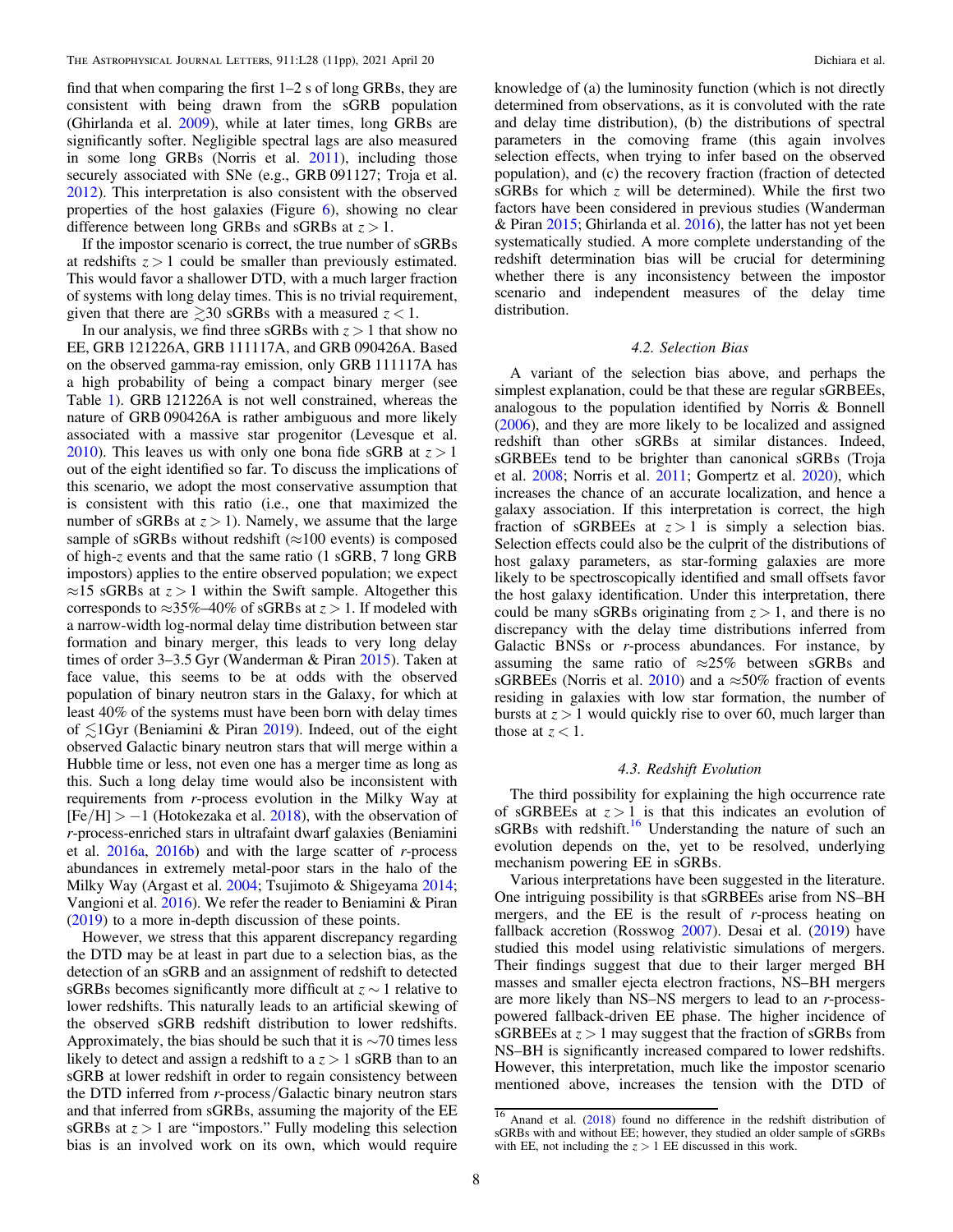find that when comparing the first 1–2 s of long GRBs, they are consistent with being drawn from the sGRB population (Ghirlanda et al. 2009), while at later times, long GRBs are significantly softer. Negligible spectral lags are also measured in some long GRBs (Norris et al. 2011), including those securely associated with SNe (e.g., GRB 091127; Troja et al. 2012). This interpretation is also consistent with the observed properties of the host galaxies (Figure 6), showing no clear difference between long GRBs and sGRBs at $z > 1$.

If the impostor scenario is correct, the true number of sGRBs at redshifts $z > 1$ could be smaller than previously estimated. This would favor a shallower DTD, with a much larger fraction of systems with long delay times. This is no trivial requirement, given that there are $\gtrsim 30$ sGRBs with a measured $z < 1$.

In our analysis, we find three sGRBs with $z > 1$ that show no EE, GRB 121226A, GRB 111117A, and GRB 090426A. Based on the observed gamma-ray emission, only GRB 111117A has a high probability of being a compact binary merger (see Table 1). GRB 121226A is not well constrained, whereas the nature of GRB 090426A is rather ambiguous and more likely associated with a massive star progenitor (Levesque et al. 2010). This leaves us with only one bona fide sGRB at $z > 1$ out of the eight identified so far. To discuss the implications of this scenario, we adopt the most conservative assumption that is consistent with this ratio (i.e., one that maximized the number of sGRBs at $z > 1$). Namely, we assume that the large sample of sGRBs without redshift ($\approx 100$ events) is composed of high-$z$ events and that the same ratio (1 sGRB, 7 long GRB impostors) applies to the entire observed population; we expect $\approx 15$ sGRBs at $z > 1$ within the Swift sample. Altogether this corresponds to $\approx 35\%$–$40\%$ of sGRBs at $z > 1$. If modeled with a narrow-width log-normal delay time distribution between star formation and binary merger, this leads to very long delay times of order 3–3.5 Gyr (Wanderman & Piran 2015). Taken at face value, this seems to be at odds with the observed population of binary neutron stars in the Galaxy, for which at least 40% of the systems must have been born with delay times of $\lesssim 1$Gyr (Beniamini & Piran 2019). Indeed, out of the eight observed Galactic binary neutron stars that will merge within a Hubble time or less, not even one has a merger time as long as this. Such a long delay time would also be inconsistent with requirements from $r$-process evolution in the Milky Way at $[\mathrm{Fe/H}] > -1$ (Hotokezaka et al. 2018), with the observation of $r$-process-enriched stars in ultrafaint dwarf galaxies (Beniamini et al. 2016a, 2016b) and with the large scatter of $r$-process abundances in extremely metal-poor stars in the halo of the Milky Way (Argast et al. 2004; Tsujimoto & Shigeyama 2014; Vangioni et al. 2016). We refer the reader to Beniamini & Piran (2019) to a more in-depth discussion of these points.

However, we stress that this apparent discrepancy regarding the DTD may be at least in part due to a selection bias, as the detection of an sGRB and an assignment of redshift to detected sGRBs becomes significantly more difficult at $z \sim 1$ relative to lower redshifts. This naturally leads to an artificial skewing of the observed sGRB redshift distribution to lower redshifts. Approximately, the bias should be such that it is $\sim 70$ times less likely to detect and assign a redshift to a $z > 1$ sGRB than to an sGRB at lower redshift in order to regain consistency between the DTD inferred from $r$-process/Galactic binary neutron stars and that inferred from sGRBs, assuming the majority of the EE sGRBs at $z > 1$ are "impostors." Fully modeling this selection bias is an involved work on its own, which would require knowledge of (a) the luminosity function (which is not directly determined from observations, as it is convoluted with the rate and delay time distribution), (b) the distributions of spectral parameters in the comoving frame (this again involves selection effects, when trying to infer based on the observed population), and (c) the recovery fraction (fraction of detected sGRBs for which $z$ will be determined). While the first two factors have been considered in previous studies (Wanderman & Piran 2015; Ghirlanda et al. 2016), the latter has not yet been systematically studied. A more complete understanding of the redshift determination bias will be crucial for determining whether there is any inconsistency between the impostor scenario and independent measures of the delay time distribution.

### 4.2. Selection Bias

A variant of the selection bias above, and perhaps the simplest explanation, could be that these are regular sGRBEEs, analogous to the population identified by Norris & Bonnell (2006), and they are more likely to be localized and assigned redshift than other sGRBs at similar distances. Indeed, sGRBEEs tend to be brighter than canonical sGRBs (Troja et al. 2008; Norris et al. 2011; Gompertz et al. 2020), which increases the chance of an accurate localization, and hence a galaxy association. If this interpretation is correct, the high fraction of sGRBEEs at $z > 1$ is simply a selection bias. Selection effects could also be the culprit of the distributions of host galaxy parameters, as star-forming galaxies are more likely to be spectroscopically identified and small offsets favor the host galaxy identification. Under this interpretation, there could be many sGRBs originating from $z > 1$, and there is no discrepancy with the delay time distributions inferred from Galactic BNSs or $r$-process abundances. For instance, by assuming the same ratio of $\approx 25\%$ between sGRBs and sGRBEEs (Norris et al. 2010) and a $\approx 50\%$ fraction of events residing in galaxies with low star formation, the number of bursts at $z > 1$ would quickly rise to over 60, much larger than those at $z < 1$.

### 4.3. Redshift Evolution

The third possibility for explaining the high occurrence rate of sGRBEEs at $z > 1$ is that this indicates an evolution of sGRBs with redshift.[16] Understanding the nature of such an evolution depends on the, yet to be resolved, underlying mechanism powering EE in sGRBs.

Various interpretations have been suggested in the literature. One intriguing possibility is that sGRBEEs arise from NS–BH mergers, and the EE is the result of $r$-process heating on fallback accretion (Rosswog 2007). Desai et al. (2019) have studied this model using relativistic simulations of mergers. Their findings suggest that due to their larger merged BH masses and smaller ejecta electron fractions, NS–BH mergers are more likely than NS–NS mergers to lead to an $r$-process-powered fallback-driven EE phase. The higher incidence of sGRBEEs at $z > 1$ may suggest that the fraction of sGRBs from NS–BH is significantly increased compared to lower redshifts. However, this interpretation, much like the impostor scenario mentioned above, increases the tension with the DTD of

[16] Anand et al. (2018) found no difference in the redshift distribution of sGRBs with and without EE; however, they studied an older sample of sGRBs with EE, not including the $z > 1$ EE discussed in this work.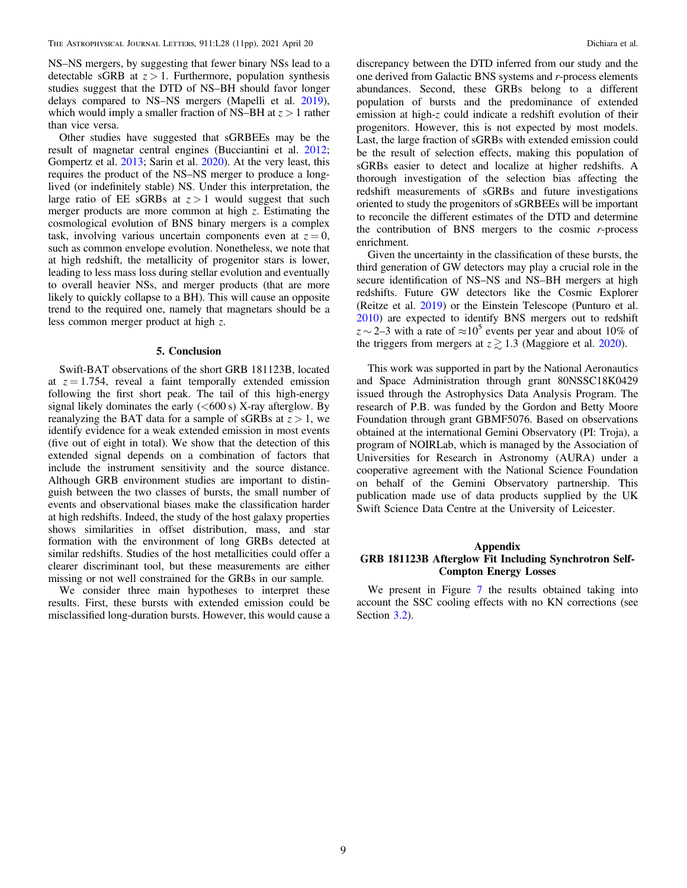NS–NS mergers, by suggesting that fewer binary NSs lead to a detectable sGRB at $z > 1$. Furthermore, population synthesis studies suggest that the DTD of NS–BH should favor longer delays compared to NS–NS mergers (Mapelli et al. 2019), which would imply a smaller fraction of NS–BH at $z > 1$ rather than vice versa.

Other studies have suggested that sGRBEEs may be the result of magnetar central engines (Bucciantini et al. 2012; Gompertz et al. 2013; Sarin et al. 2020). At the very least, this requires the product of the NS–NS merger to produce a long-lived (or indefinitely stable) NS. Under this interpretation, the large ratio of EE sGRBs at $z > 1$ would suggest that such merger products are more common at high $z$. Estimating the cosmological evolution of BNS binary mergers is a complex task, involving various uncertain components even at $z = 0$, such as common envelope evolution. Nonetheless, we note that at high redshift, the metallicity of progenitor stars is lower, leading to less mass loss during stellar evolution and eventually to overall heavier NSs, and merger products (that are more likely to quickly collapse to a BH). This will cause an opposite trend to the required one, namely that magnetars should be a less common merger product at high $z$.

## 5. Conclusion

Swift-BAT observations of the short GRB 181123B, located at $z = 1.754$, reveal a faint temporally extended emission following the first short peak. The tail of this high-energy signal likely dominates the early ($<600$ s) X-ray afterglow. By reanalyzing the BAT data for a sample of sGRBs at $z > 1$, we identify evidence for a weak extended emission in most events (five out of eight in total). We show that the detection of this extended signal depends on a combination of factors that include the instrument sensitivity and the source distance. Although GRB environment studies are important to distinguish between the two classes of bursts, the small number of events and observational biases make the classification harder at high redshifts. Indeed, the study of the host galaxy properties shows similarities in offset distribution, mass, and star formation with the environment of long GRBs detected at similar redshifts. Studies of the host metallicities could offer a clearer discriminant tool, but these measurements are either missing or not well constrained for the GRBs in our sample.

We consider three main hypotheses to interpret these results. First, these bursts with extended emission could be misclassified long-duration bursts. However, this would cause a discrepancy between the DTD inferred from our study and the one derived from Galactic BNS systems and $r$-process elements abundances. Second, these GRBs belong to a different population of bursts and the predominance of extended emission at high-$z$ could indicate a redshift evolution of their progenitors. However, this is not expected by most models. Last, the large fraction of sGRBs with extended emission could be the result of selection effects, making this population of sGRBs easier to detect and localize at higher redshifts. A thorough investigation of the selection bias affecting the redshift measurements of sGRBs and future investigations oriented to study the progenitors of sGRBEEs will be important to reconcile the different estimates of the DTD and determine the contribution of BNS mergers to the cosmic $r$-process enrichment.

Given the uncertainty in the classification of these bursts, the third generation of GW detectors may play a crucial role in the secure identification of NS–NS and NS–BH mergers at high redshifts. Future GW detectors like the Cosmic Explorer (Reitze et al. 2019) or the Einstein Telescope (Punturo et al. 2010) are expected to identify BNS mergers out to redshift $z \sim 2$–3 with a rate of $\approx 10^5$ events per year and about 10% of the triggers from mergers at $z \gtrsim 1.3$ (Maggiore et al. 2020).

This work was supported in part by the National Aeronautics and Space Administration through grant 80NSSC18K0429 issued through the Astrophysics Data Analysis Program. The research of P.B. was funded by the Gordon and Betty Moore Foundation through grant GBMF5076. Based on observations obtained at the international Gemini Observatory (PI: Troja), a program of NOIRLab, which is managed by the Association of Universities for Research in Astronomy (AURA) under a cooperative agreement with the National Science Foundation on behalf of the Gemini Observatory partnership. This publication made use of data products supplied by the UK Swift Science Data Centre at the University of Leicester.

## Appendix
## GRB 181123B Afterglow Fit Including Synchrotron Self-Compton Energy Losses

We present in Figure 7 the results obtained taking into account the SSC cooling effects with no KN corrections (see Section 3.2).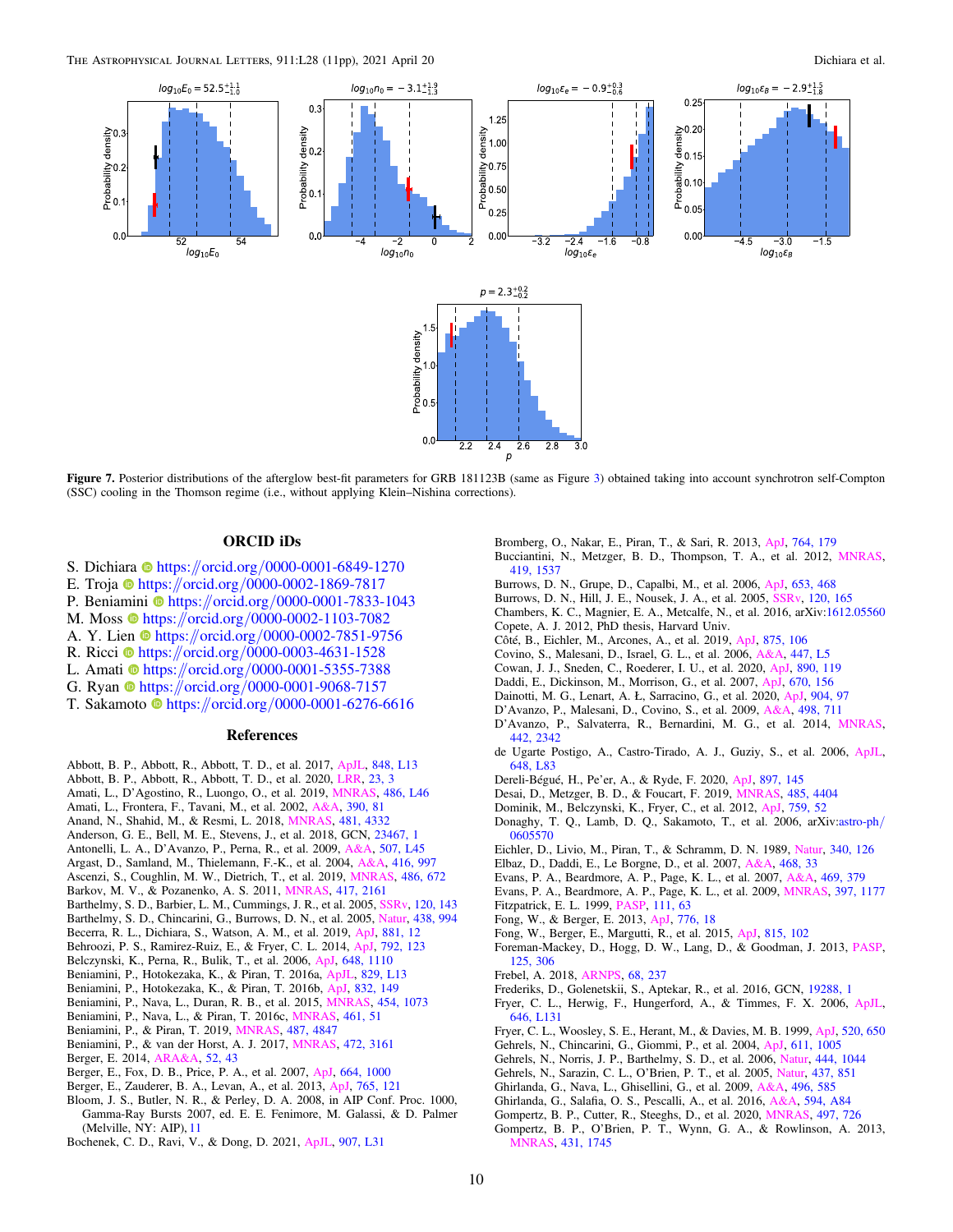Figure 7. Posterior distributions of the afterglow best-fit parameters for GRB 181123B (same as Figure 3) obtained taking into account synchrotron self-Compton (SSC) cooling in the Thomson regime (i.e., without applying Klein–Nishina corrections).

## ORCID iDs

S. Dichiara https://orcid.org/0000-0001-6849-1270
E. Troja https://orcid.org/0000-0002-1869-7817
P. Beniamini https://orcid.org/0000-0001-7833-1043
M. Moss https://orcid.org/0000-0002-1103-7082
A. Y. Lien https://orcid.org/0000-0002-7851-9756
R. Ricci https://orcid.org/0000-0003-4631-1528
L. Amati https://orcid.org/0000-0001-5355-7388
G. Ryan https://orcid.org/0000-0001-9068-7157
T. Sakamoto https://orcid.org/0000-0001-6276-6616

## References

Abbott, B. P., Abbott, R., Abbott, T. D., et al. 2017, ApJL, 848, L13
Abbott, B. P., Abbott, R., Abbott, T. D., et al. 2020, LRR, 23, 3
Amati, L., D'Agostino, R., Luongo, O., et al. 2019, MNRAS, 486, L46
Amati, L., Frontera, F., Tavani, M., et al. 2002, A&A, 390, 81
Anand, N., Shahid, M., & Resmi, L. 2018, MNRAS, 481, 4332
Anderson, G. E., Bell, M. E., Stevens, J., et al. 2018, GCN, 23467, 1
Antonelli, L. A., D'Avanzo, P., Perna, R., et al. 2009, A&A, 507, L45
Argast, D., Samland, M., Thielemann, F.-K., et al. 2004, A&A, 416, 997
Ascenzi, S., Coughlin, M. W., Dietrich, T., et al. 2019, MNRAS, 486, 672
Barkov, M. V., & Pozanenko, A. S. 2011, MNRAS, 417, 2161
Barthelmy, S. D., Barbier, L. M., Cummings, J. R., et al. 2005, SSRv, 120, 143
Barthelmy, S. D., Chincarini, G., Burrows, D. N., et al. 2005, Natur, 438, 994
Becerra, R. L., Dichiara, S., Watson, A. M., et al. 2019, ApJ, 881, 12
Behroozi, P. S., Ramirez-Ruiz, E., & Fryer, C. L. 2014, ApJ, 792, 123
Belczynski, K., Perna, R., Bulik, T., et al. 2006, ApJ, 648, 1110
Beniamini, P., Hotokezaka, K., & Piran, T. 2016a, ApJL, 829, L13
Beniamini, P., Hotokezaka, K., & Piran, T. 2016b, ApJ, 832, 149
Beniamini, P., Nava, L., Duran, R. B., et al. 2015, MNRAS, 454, 1073
Beniamini, P., Nava, L., & Piran, T. 2016c, MNRAS, 461, 51
Beniamini, P., & Piran, T. 2019, MNRAS, 487, 4847
Beniamini, P., & van der Horst, A. J. 2017, MNRAS, 472, 3161
Berger, E. 2014, ARA&A, 52, 43
Berger, E., Fox, D. B., Price, P. A., et al. 2007, ApJ, 664, 1000
Berger, E., Zauderer, B. A., Levan, A., et al. 2013, ApJ, 765, 121
Bloom, J. S., Butler, N. R., & Perley, D. A. 2008, in AIP Conf. Proc. 1000, Gamma-Ray Bursts 2007, ed. E. E. Fenimore, M. Galassi, & D. Palmer (Melville, NY: AIP), 11
Bochenek, C. D., Ravi, V., & Dong, D. 2021, ApJL, 907, L31
Bromberg, O., Nakar, E., Piran, T., & Sari, R. 2013, ApJ, 764, 179
Bucciantini, N., Metzger, B. D., Thompson, T. A., et al. 2012, MNRAS, 419, 1537
Burrows, D. N., Grupe, D., Capalbi, M., et al. 2006, ApJ, 653, 468
Burrows, D. N., Hill, J. E., Nousek, J. A., et al. 2005, SSRv, 120, 165
Chambers, K. C., Magnier, E. A., Metcalfe, N., et al. 2016, arXiv:1612.05560
Copete, A. J. 2012, PhD thesis, Harvard Univ.
Côté, B., Eichler, M., Arcones, A., et al. 2019, ApJ, 875, 106
Covino, S., Malesani, D., Israel, G. L., et al. 2006, A&A, 447, L5
Cowan, J. J., Sneden, C., Roederer, I. U., et al. 2020, ApJ, 890, 119
Daddi, E., Dickinson, M., Morrison, G., et al. 2007, ApJ, 670, 156
Dainotti, M. G., Lenart, A. Ł., Sarracino, G., et al. 2020, ApJ, 904, 97
D'Avanzo, P., Malesani, D., Covino, S., et al. 2009, A&A, 498, 711
D'Avanzo, P., Salvaterra, R., Bernardini, M. G., et al. 2014, MNRAS, 442, 2342
de Ugarte Postigo, A., Castro-Tirado, A. J., Guziy, S., et al. 2006, ApJL, 648, L83
Dereli-Bégué, H., Pe'er, A., & Ryde, F. 2020, ApJ, 897, 145
Desai, D., Metzger, B. D., & Foucart, F. 2019, MNRAS, 485, 4404
Dominik, M., Belczynski, K., Fryer, C., et al. 2012, ApJ, 759, 52
Donaghy, T. Q., Lamb, D. Q., Sakamoto, T., et al. 2006, arXiv:astro-ph/0605570
Eichler, D., Livio, M., Piran, T., & Schramm, D. N. 1989, Natur, 340, 126
Elbaz, D., Daddi, E., Le Borgne, D., et al. 2007, A&A, 468, 33
Evans, P. A., Beardmore, A. P., Page, K. L., et al. 2007, A&A, 469, 379
Evans, P. A., Beardmore, A. P., Page, K. L., et al. 2009, MNRAS, 397, 1177
Fitzpatrick, E. L. 1999, PASP, 111, 63
Fong, W., & Berger, E. 2013, ApJ, 776, 18
Fong, W., Berger, E., Margutti, R., et al. 2015, ApJ, 815, 102
Foreman-Mackey, D., Hogg, D. W., Lang, D., & Goodman, J. 2013, PASP, 125, 306
Frebel, A. 2018, ARNPS, 68, 237
Frederiks, D., Golenetskii, S., Aptekar, R., et al. 2016, GCN, 19288, 1
Fryer, C. L., Herwig, F., Hungerford, A., & Timmes, F. X. 2006, ApJL, 646, L131
Fryer, C. L., Woosley, S. E., Herant, M., & Davies, M. B. 1999, ApJ, 520, 650
Gehrels, N., Chincarini, G., Giommi, P., et al. 2004, ApJ, 611, 1005
Gehrels, N., Norris, J. P., Barthelmy, S. D., et al. 2006, Natur, 444, 1044
Gehrels, N., Sarazin, C. L., O'Brien, P. T., et al. 2005, Natur, 437, 851
Ghirlanda, G., Nava, L., Ghisellini, G., et al. 2009, A&A, 496, 585
Ghirlanda, G., Salafia, O. S., Pescalli, A., et al. 2016, A&A, 594, A84
Gompertz, B. P., Cutter, R., Steeghs, D., et al. 2020, MNRAS, 497, 726
Gompertz, B. P., O'Brien, P. T., Wynn, G. A., & Rowlinson, A. 2013, MNRAS, 431, 1745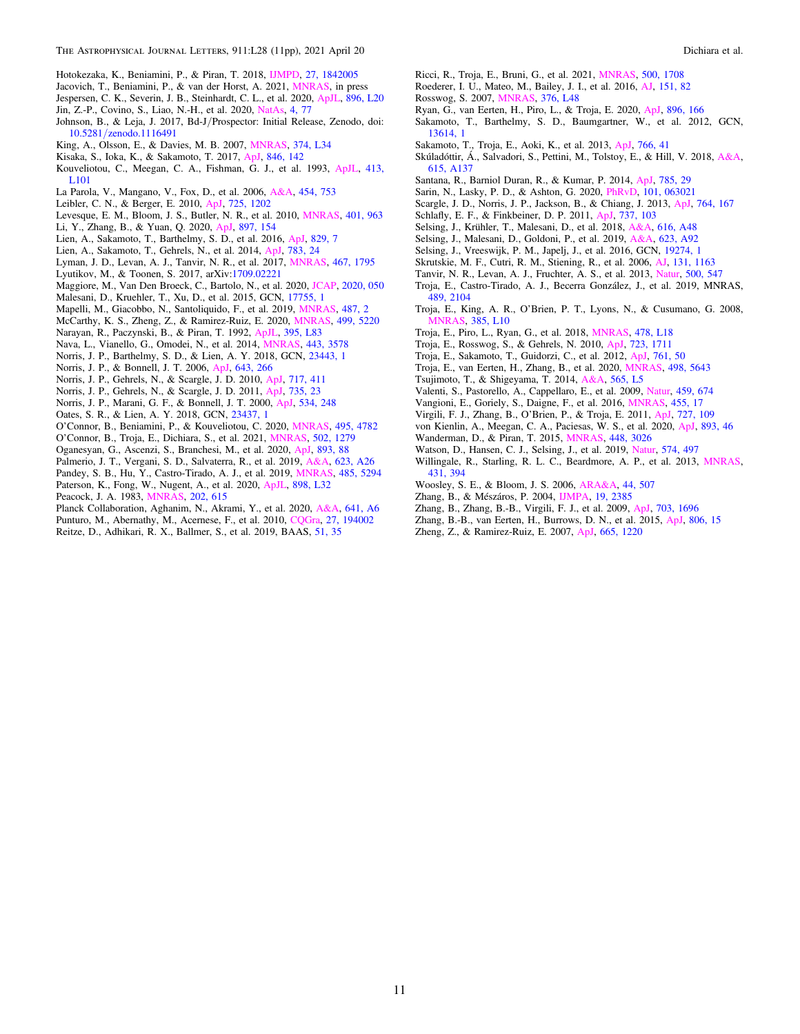Hotokezaka, K., Beniamini, P., & Piran, T. 2018, IJMPD, 27, 1842005
Jacovich, T., Beniamini, P., & van der Horst, A. 2021, MNRAS, in press
Jespersen, C. K., Severin, J. B., Steinhardt, C. L., et al. 2020, ApJL, 896, L20
Jin, Z.-P., Covino, S., Liao, N.-H., et al. 2020, NatAs, 4, 77
Johnson, B., & Leja, J. 2017, Bd-J/Prospector: Initial Release, Zenodo, doi:10.5281/zenodo.1116491
King, A., Olsson, E., & Davies, M. B. 2007, MNRAS, 374, L34
Kisaka, S., Ioka, K., & Sakamoto, T. 2017, ApJ, 846, 142
Kouveliotou, C., Meegan, C. A., Fishman, G. J., et al. 1993, ApJL, 413, L101
La Parola, V., Mangano, V., Fox, D., et al. 2006, A&A, 454, 753
Leibler, C. N., & Berger, E. 2010, ApJ, 725, 1202
Levesque, E. M., Bloom, J. S., Butler, N. R., et al. 2010, MNRAS, 401, 963
Li, Y., Zhang, B., & Yuan, Q. 2020, ApJ, 897, 154
Lien, A., Sakamoto, T., Barthelmy, S. D., et al. 2016, ApJ, 829, 7
Lien, A., Sakamoto, T., Gehrels, N., et al. 2014, ApJ, 783, 24
Lyman, J. D., Levan, A. J., Tanvir, N. R., et al. 2017, MNRAS, 467, 1795
Lyutikov, M., & Toonen, S. 2017, arXiv:1709.02221
Maggiore, M., Van Den Broeck, C., Bartolo, N., et al. 2020, JCAP, 2020, 050
Malesani, D., Kruehler, T., Xu, D., et al. 2015, GCN, 17755, 1
Mapelli, M., Giacobbo, N., Santoliquido, F., et al. 2019, MNRAS, 487, 2
McCarthy, K. S., Zheng, Z., & Ramirez-Ruiz, E. 2020, MNRAS, 499, 5220
Narayan, R., Paczynski, B., & Piran, T. 1992, ApJL, 395, L83
Nava, L., Vianello, G., Omodei, N., et al. 2014, MNRAS, 443, 3578
Norris, J. P., Barthelmy, S. D., & Lien, A. Y. 2018, GCN, 23443, 1
Norris, J. P., & Bonnell, J. T. 2006, ApJ, 643, 266
Norris, J. P., Gehrels, N., & Scargle, J. D. 2010, ApJ, 717, 411
Norris, J. P., Gehrels, N., & Scargle, J. D. 2011, ApJ, 735, 23
Norris, J. P., Marani, G. F., & Bonnell, J. T. 2000, ApJ, 534, 248
Oates, S. R., & Lien, A. Y. 2018, GCN, 23437, 1
O'Connor, B., Beniamini, P., & Kouveliotou, C. 2020, MNRAS, 495, 4782
O'Connor, B., Troja, E., Dichiara, S., et al. 2021, MNRAS, 502, 1279
Oganesyan, G., Ascenzi, S., Branchesi, M., et al. 2020, ApJ, 893, 88
Palmerio, J. T., Vergani, S. D., Salvaterra, R., et al. 2019, A&A, 623, A26
Pandey, S. B., Hu, Y., Castro-Tirado, A. J., et al. 2019, MNRAS, 485, 5294
Paterson, K., Fong, W., Nugent, A., et al. 2020, ApJL, 898, L32
Peacock, J. A. 1983, MNRAS, 202, 615
Planck Collaboration, Aghanim, N., Akrami, Y., et al. 2020, A&A, 641, A6
Punturo, M., Abernathy, M., Acernese, F., et al. 2010, CQGra, 27, 194002
Reitze, D., Adhikari, R. X., Ballmer, S., et al. 2019, BAAS, 51, 35
Ricci, R., Troja, E., Bruni, G., et al. 2021, MNRAS, 500, 1708
Roederer, I. U., Mateo, M., Bailey, J. I., et al. 2016, AJ, 151, 82
Rosswog, S. 2007, MNRAS, 376, L48
Ryan, G., van Eerten, H., Piro, L., & Troja, E. 2020, ApJ, 896, 166
Sakamoto, T., Barthelmy, S. D., Baumgartner, W., et al. 2012, GCN, 13614, 1
Sakamoto, T., Troja, E., Aoki, K., et al. 2013, ApJ, 766, 41
Skúladóttir, Á., Salvadori, S., Pettini, M., Tolstoy, E., & Hill, V. 2018, A&A, 615, A137
Santana, R., Barniol Duran, R., & Kumar, P. 2014, ApJ, 785, 29
Sarin, N., Lasky, P. D., & Ashton, G. 2020, PhRvD, 101, 063021
Scargle, J. D., Norris, J. P., Jackson, B., & Chiang, J. 2013, ApJ, 764, 167
Schlafly, E. F., & Finkbeiner, D. P. 2011, ApJ, 737, 103
Selsing, J., Krühler, T., Malesani, D., et al. 2018, A&A, 616, A48
Selsing, J., Malesani, D., Goldoni, P., et al. 2019, A&A, 623, A92
Selsing, J., Vreeswijk, P. M., Japelj, J., et al. 2016, GCN, 19274, 1
Skrutskie, M. F., Cutri, R. M., Stiening, R., et al. 2006, AJ, 131, 1163
Tanvir, N. R., Levan, A. J., Fruchter, A. S., et al. 2013, Natur, 500, 547
Troja, E., Castro-Tirado, A. J., Becerra González, J., et al. 2019, MNRAS, 489, 2104
Troja, E., King, A. R., O'Brien, P. T., Lyons, N., & Cusumano, G. 2008, MNRAS, 385, L10
Troja, E., Piro, L., Ryan, G., et al. 2018, MNRAS, 478, L18
Troja, E., Rosswog, S., & Gehrels, N. 2010, ApJ, 723, 1711
Troja, E., Sakamoto, T., Guidorzi, C., et al. 2012, ApJ, 761, 50
Troja, E., van Eerten, H., Zhang, B., et al. 2020, MNRAS, 498, 5643
Tsujimoto, T., & Shigeyama, T. 2014, A&A, 565, L5
Valenti, S., Pastorello, A., Cappellaro, E., et al. 2009, Natur, 459, 674
Vangioni, E., Goriely, S., Daigne, F., et al. 2016, MNRAS, 455, 17
Virgili, F. J., Zhang, B., O'Brien, P., & Troja, E. 2011, ApJ, 727, 109
von Kienlin, A., Meegan, C. A., Paciesas, W. S., et al. 2020, ApJ, 893, 46
Wanderman, D., & Piran, T. 2015, MNRAS, 448, 3026
Watson, D., Hansen, C. J., Selsing, J., et al. 2019, Natur, 574, 497
Willingale, R., Starling, R. L. C., Beardmore, A. P., et al. 2013, MNRAS, 431, 394
Woosley, S. E., & Bloom, J. S. 2006, ARA&A, 44, 507
Zhang, B., & Mészáros, P. 2004, IJMPA, 19, 2385
Zhang, B., Zhang, B.-B., Virgili, F. J., et al. 2009, ApJ, 703, 1696
Zhang, B.-B., van Eerten, H., Burrows, D. N., et al. 2015, ApJ, 806, 15
Zheng, Z., & Ramirez-Ruiz, E. 2007, ApJ, 665, 1220